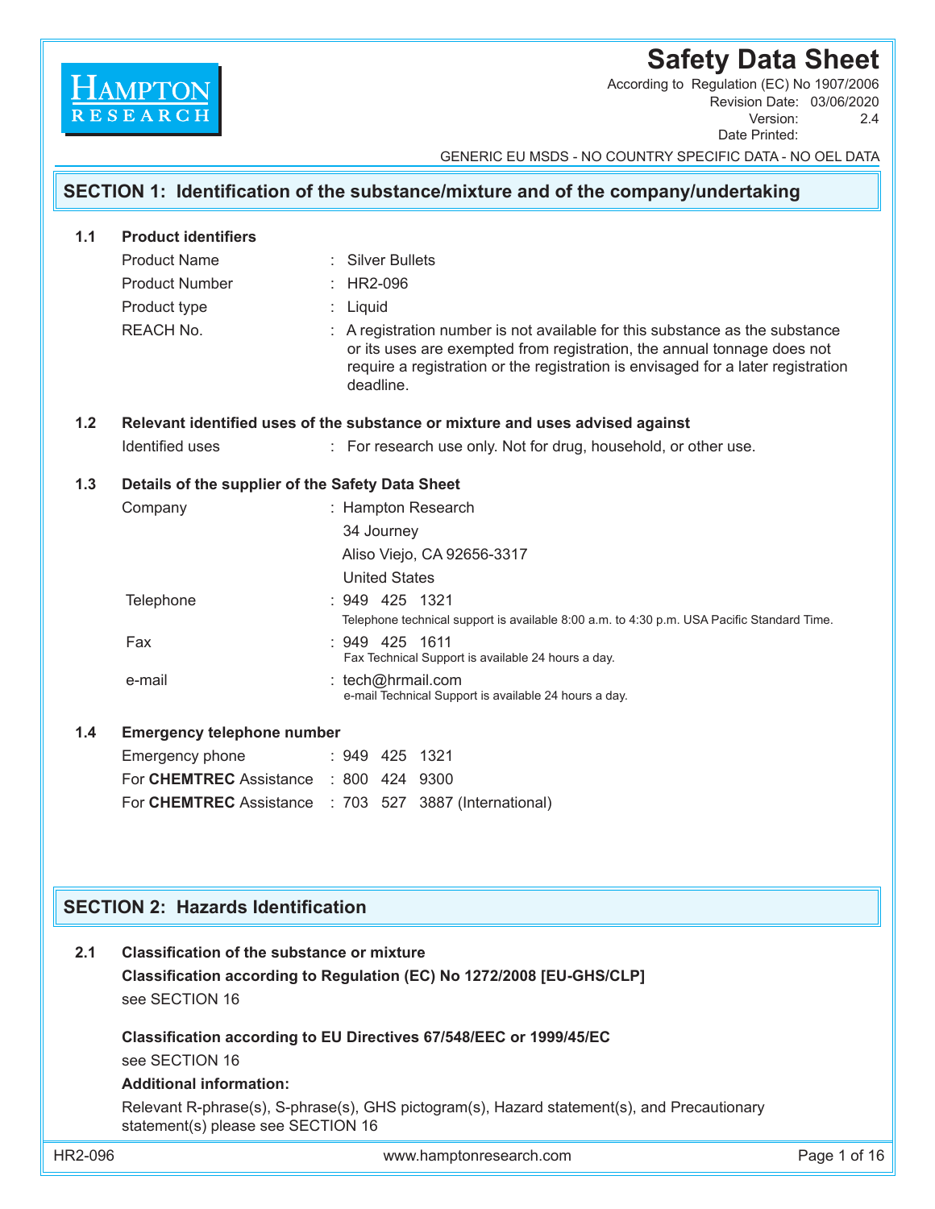HAMPTON RESEARCH

# Safety Data Sheet

According to Regulation (EC) No 1907/2006
Revision Date: 03/06/2020
Version: 2.4
Date Printed:

GENERIC EU MSDS - NO COUNTRY SPECIFIC DATA - NO OEL DATA

## SECTION 1: Identification of the substance/mixture and of the company/undertaking

### 1.1 Product identifiers

Product Name : Silver Bullets

Product Number : HR2-096

Product type : Liquid

REACH No. : A registration number is not available for this substance as the substance or its uses are exempted from registration, the annual tonnage does not require a registration or the registration is envisaged for a later registration deadline.

### 1.2 Relevant identified uses of the substance or mixture and uses advised against

Identified uses : For research use only. Not for drug, household, or other use.

### 1.3 Details of the supplier of the Safety Data Sheet

Company : Hampton Research
34 Journey
Aliso Viejo, CA 92656-3317
United States

Telephone : 949 425 1321
Telephone technical support is available 8:00 a.m. to 4:30 p.m. USA Pacific Standard Time.

Fax : 949 425 1611
Fax Technical Support is available 24 hours a day.

e-mail : tech@hrmail.com
e-mail Technical Support is available 24 hours a day.

### 1.4 Emergency telephone number

Emergency phone : 949 425 1321

For **CHEMTREC** Assistance : 800 424 9300

For **CHEMTREC** Assistance : 703 527 3887 (International)

## SECTION 2: Hazards Identification

### 2.1 Classification of the substance or mixture

**Classification according to Regulation (EC) No 1272/2008 [EU-GHS/CLP]**

see SECTION 16

**Classification according to EU Directives 67/548/EEC or 1999/45/EC**

see SECTION 16

**Additional information:**

Relevant R-phrase(s), S-phrase(s), GHS pictogram(s), Hazard statement(s), and Precautionary statement(s) please see SECTION 16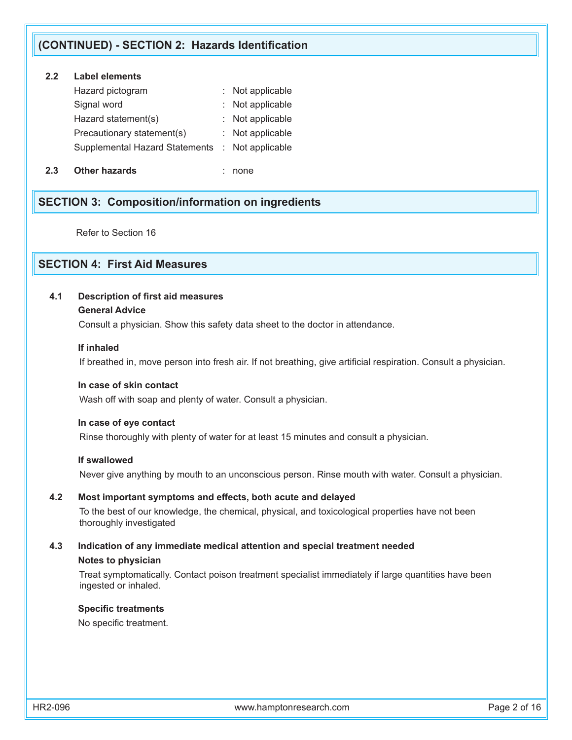## (CONTINUED) - SECTION 2: Hazards Identification

**2.2 Label elements**

| | | |
|---|---|---|
| Hazard pictogram | : | Not applicable |
| Signal word | : | Not applicable |
| Hazard statement(s) | : | Not applicable |
| Precautionary statement(s) | : | Not applicable |
| Supplemental Hazard Statements | : | Not applicable |

**2.3 Other hazards** : none

## SECTION 3: Composition/information on ingredients

Refer to Section 16

## SECTION 4: First Aid Measures

**4.1 Description of first aid measures**

**General Advice**

Consult a physician. Show this safety data sheet to the doctor in attendance.

**If inhaled**

If breathed in, move person into fresh air. If not breathing, give artificial respiration. Consult a physician.

**In case of skin contact**

Wash off with soap and plenty of water. Consult a physician.

**In case of eye contact**

Rinse thoroughly with plenty of water for at least 15 minutes and consult a physician.

**If swallowed**

Never give anything by mouth to an unconscious person. Rinse mouth with water. Consult a physician.

**4.2 Most important symptoms and effects, both acute and delayed**

To the best of our knowledge, the chemical, physical, and toxicological properties have not been thoroughly investigated

**4.3 Indication of any immediate medical attention and special treatment needed**

**Notes to physician**

Treat symptomatically. Contact poison treatment specialist immediately if large quantities have been ingested or inhaled.

**Specific treatments**

No specific treatment.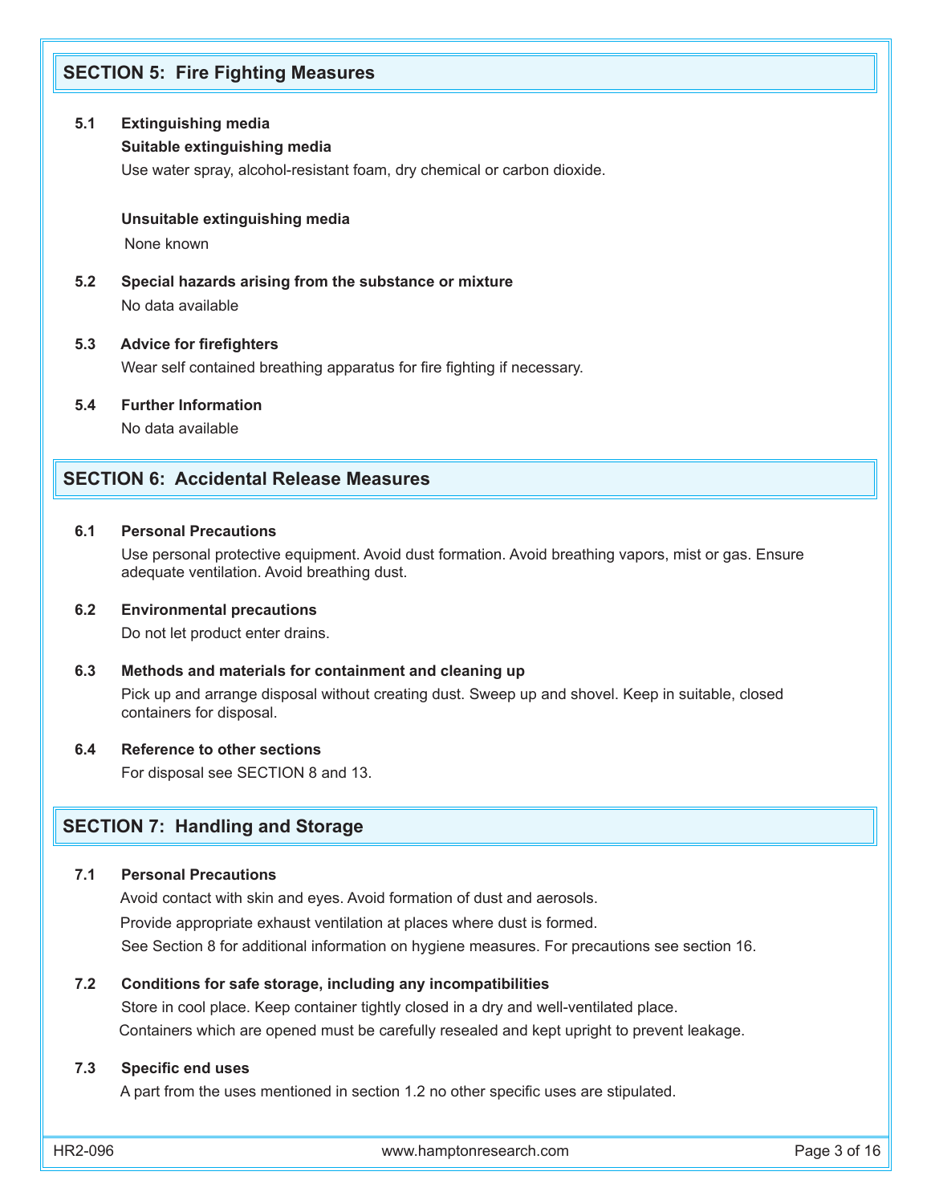## SECTION 5: Fire Fighting Measures

**5.1 Extinguishing media**

**Suitable extinguishing media**

Use water spray, alcohol-resistant foam, dry chemical or carbon dioxide.

**Unsuitable extinguishing media**

None known

**5.2 Special hazards arising from the substance or mixture**

No data available

**5.3 Advice for firefighters**

Wear self contained breathing apparatus for fire fighting if necessary.

**5.4 Further Information**

No data available

## SECTION 6: Accidental Release Measures

**6.1 Personal Precautions**

Use personal protective equipment. Avoid dust formation. Avoid breathing vapors, mist or gas. Ensure adequate ventilation. Avoid breathing dust.

**6.2 Environmental precautions**

Do not let product enter drains.

**6.3 Methods and materials for containment and cleaning up**

Pick up and arrange disposal without creating dust. Sweep up and shovel. Keep in suitable, closed containers for disposal.

**6.4 Reference to other sections**

For disposal see SECTION 8 and 13.

## SECTION 7: Handling and Storage

**7.1 Personal Precautions**

Avoid contact with skin and eyes. Avoid formation of dust and aerosols.

Provide appropriate exhaust ventilation at places where dust is formed.

See Section 8 for additional information on hygiene measures. For precautions see section 16.

**7.2 Conditions for safe storage, including any incompatibilities**

Store in cool place. Keep container tightly closed in a dry and well-ventilated place.

Containers which are opened must be carefully resealed and kept upright to prevent leakage.

**7.3 Specific end uses**

A part from the uses mentioned in section 1.2 no other specific uses are stipulated.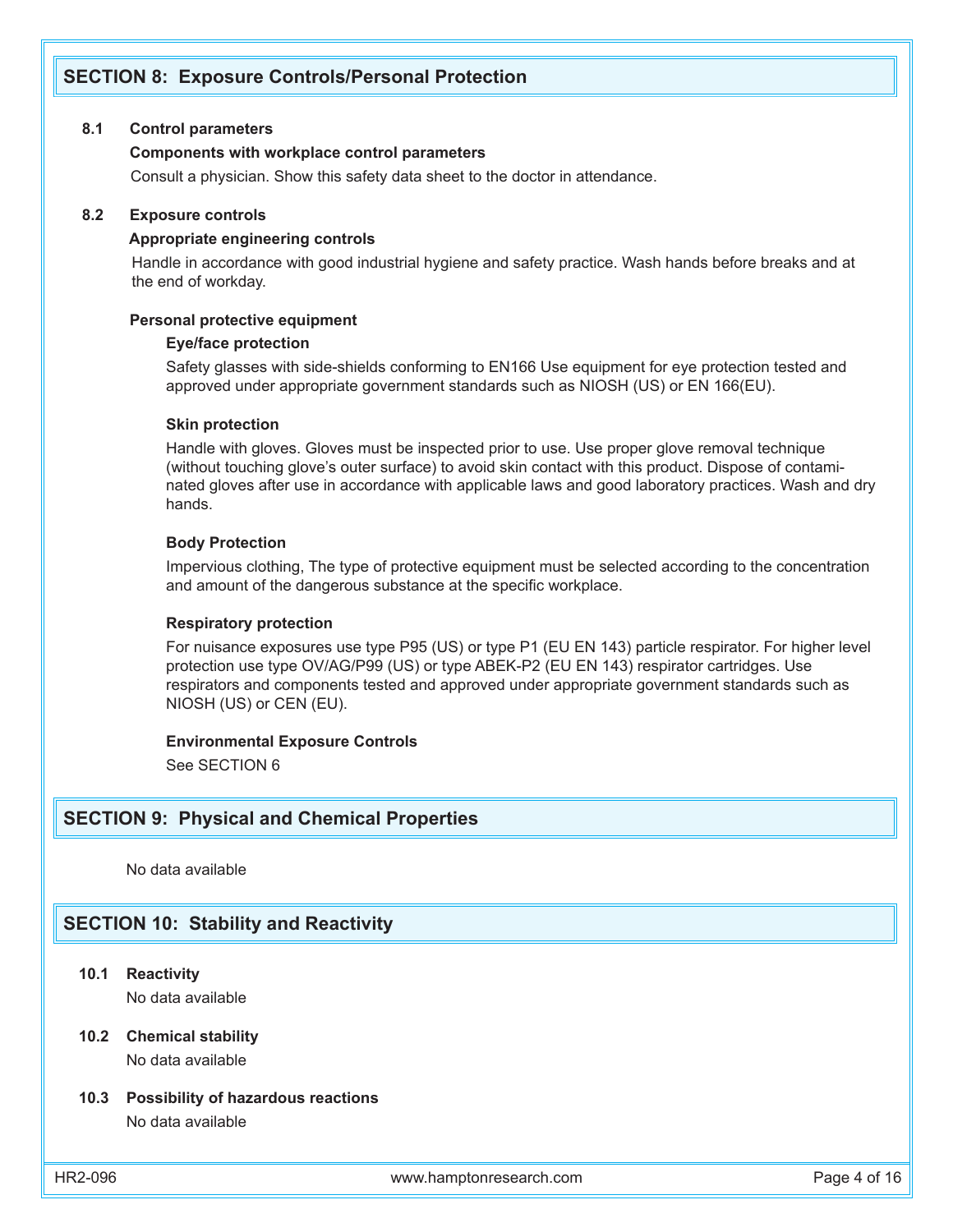## SECTION 8: Exposure Controls/Personal Protection

### 8.1 Control parameters

**Components with workplace control parameters**

Consult a physician. Show this safety data sheet to the doctor in attendance.

### 8.2 Exposure controls

**Appropriate engineering controls**

Handle in accordance with good industrial hygiene and safety practice. Wash hands before breaks and at the end of workday.

**Personal protective equipment**

**Eye/face protection**

Safety glasses with side-shields conforming to EN166 Use equipment for eye protection tested and approved under appropriate government standards such as NIOSH (US) or EN 166(EU).

**Skin protection**

Handle with gloves. Gloves must be inspected prior to use. Use proper glove removal technique (without touching glove's outer surface) to avoid skin contact with this product. Dispose of contaminated gloves after use in accordance with applicable laws and good laboratory practices. Wash and dry hands.

**Body Protection**

Impervious clothing, The type of protective equipment must be selected according to the concentration and amount of the dangerous substance at the specific workplace.

**Respiratory protection**

For nuisance exposures use type P95 (US) or type P1 (EU EN 143) particle respirator. For higher level protection use type OV/AG/P99 (US) or type ABEK-P2 (EU EN 143) respirator cartridges. Use respirators and components tested and approved under appropriate government standards such as NIOSH (US) or CEN (EU).

**Environmental Exposure Controls**

See SECTION 6

## SECTION 9: Physical and Chemical Properties

No data available

## SECTION 10: Stability and Reactivity

### 10.1 Reactivity

No data available

### 10.2 Chemical stability

No data available

### 10.3 Possibility of hazardous reactions

No data available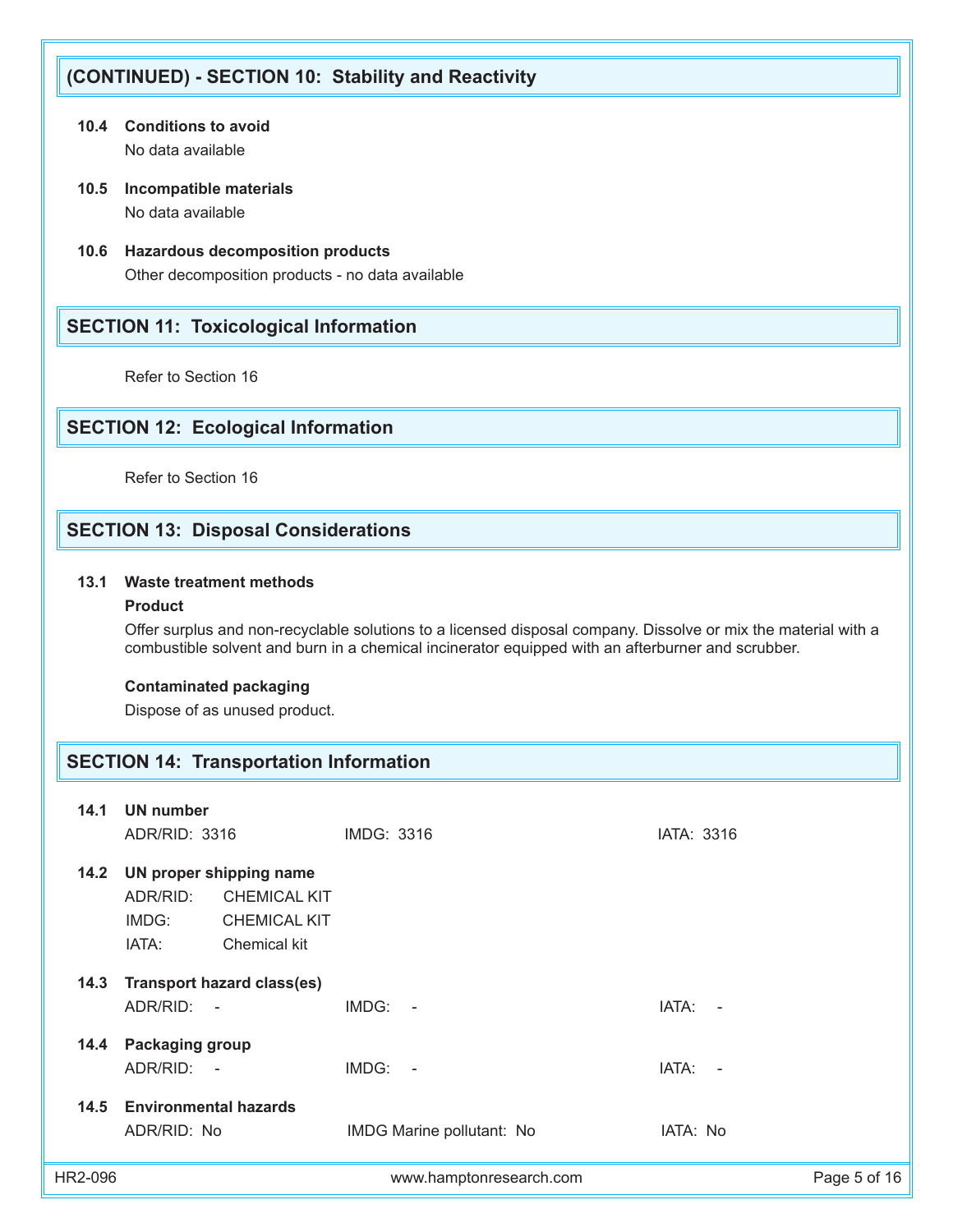## (CONTINUED) - SECTION 10: Stability and Reactivity

**10.4 Conditions to avoid**

No data available

**10.5 Incompatible materials**

No data available

**10.6 Hazardous decomposition products**

Other decomposition products - no data available

## SECTION 11: Toxicological Information

Refer to Section 16

## SECTION 12: Ecological Information

Refer to Section 16

## SECTION 13: Disposal Considerations

**13.1 Waste treatment methods**

**Product**

Offer surplus and non-recyclable solutions to a licensed disposal company. Dissolve or mix the material with a combustible solvent and burn in a chemical incinerator equipped with an afterburner and scrubber.

**Contaminated packaging**

Dispose of as unused product.

## SECTION 14: Transportation Information

**14.1 UN number**

ADR/RID: 3316 IMDG: 3316 IATA: 3316

**14.2 UN proper shipping name**

ADR/RID: CHEMICAL KIT

IMDG: CHEMICAL KIT

IATA: Chemical kit

**14.3 Transport hazard class(es)**

ADR/RID: - IMDG: - IATA: -

**14.4 Packaging group**

ADR/RID: - IMDG: - IATA: -

**14.5 Environmental hazards**

ADR/RID: No IMDG Marine pollutant: No IATA: No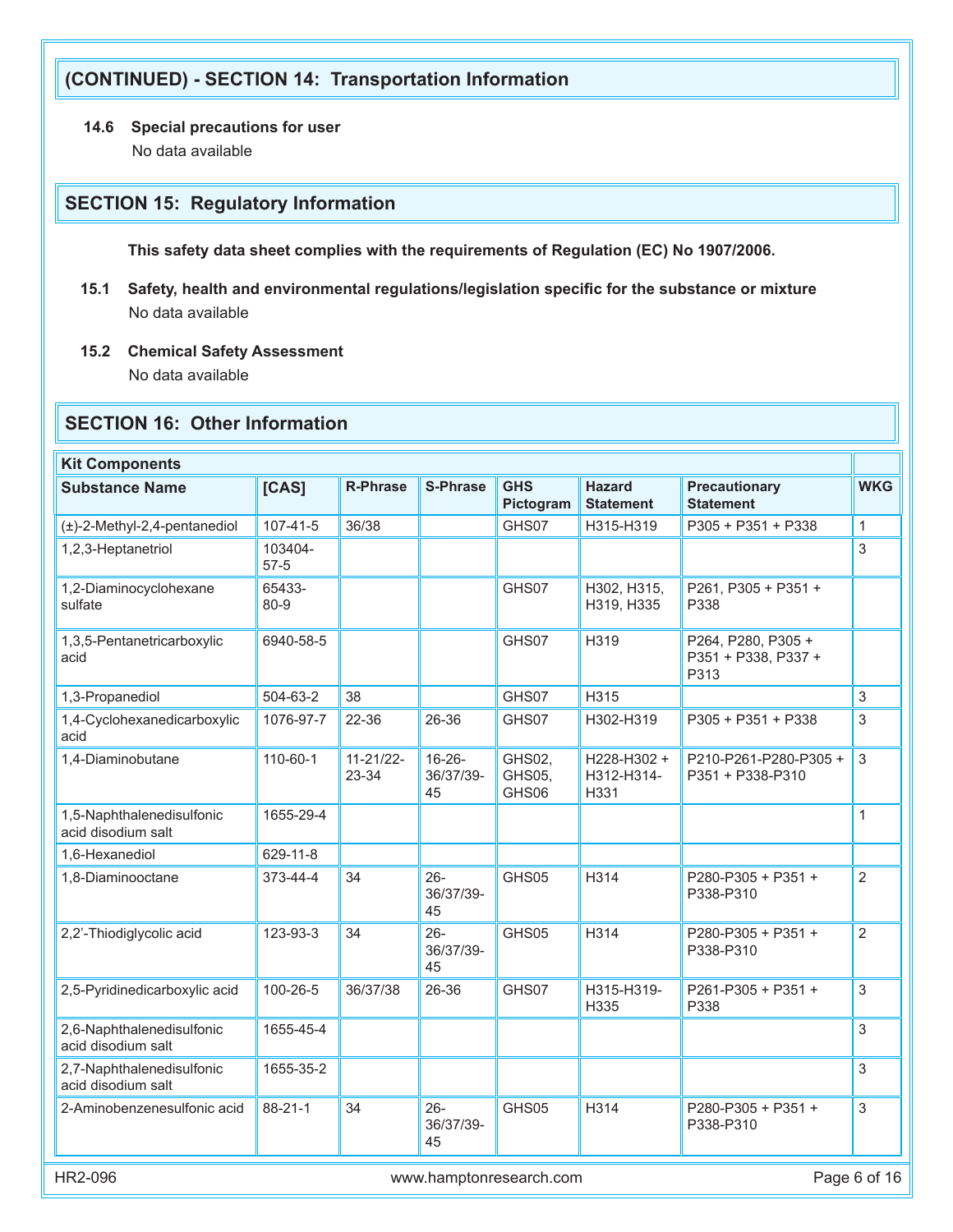## (CONTINUED) - SECTION 14: Transportation Information

**14.6 Special precautions for user**

No data available

## SECTION 15: Regulatory Information

**This safety data sheet complies with the requirements of Regulation (EC) No 1907/2006.**

**15.1 Safety, health and environmental regulations/legislation specific for the substance or mixture**

No data available

**15.2 Chemical Safety Assessment**

No data available

## SECTION 16: Other Information

| Kit Components | | | | | | | |
|---|---|---|---|---|---|---|---|
| **Substance Name** | **[CAS]** | **R-Phrase** | **S-Phrase** | **GHS Pictogram** | **Hazard Statement** | **Precautionary Statement** | **WKG** |
| (±)-2-Methyl-2,4-pentanediol | 107-41-5 | 36/38 | | GHS07 | H315-H319 | P305 + P351 + P338 | 1 |
| 1,2,3-Heptanetriol | 103404-57-5 | | | | | | 3 |
| 1,2-Diaminocyclohexane sulfate | 65433-80-9 | | | GHS07 | H302, H315, H319, H335 | P261, P305 + P351 + P338 | |
| 1,3,5-Pentanetricarboxylic acid | 6940-58-5 | | | GHS07 | H319 | P264, P280, P305 + P351 + P338, P337 + P313 | |
| 1,3-Propanediol | 504-63-2 | 38 | | GHS07 | H315 | | 3 |
| 1,4-Cyclohexanedicarboxylic acid | 1076-97-7 | 22-36 | 26-36 | GHS07 | H302-H319 | P305 + P351 + P338 | 3 |
| 1,4-Diaminobutane | 110-60-1 | 11-21/22-23-34 | 16-26-36/37/39-45 | GHS02, GHS05, GHS06 | H228-H302 + H312-H314-H331 | P210-P261-P280-P305 + P351 + P338-P310 | 3 |
| 1,5-Naphthalenedisulfonic acid disodium salt | 1655-29-4 | | | | | | 1 |
| 1,6-Hexanediol | 629-11-8 | | | | | | |
| 1,8-Diaminooctane | 373-44-4 | 34 | 26-36/37/39-45 | GHS05 | H314 | P280-P305 + P351 + P338-P310 | 2 |
| 2,2'-Thiodiglycolic acid | 123-93-3 | 34 | 26-36/37/39-45 | GHS05 | H314 | P280-P305 + P351 + P338-P310 | 2 |
| 2,5-Pyridinedicarboxylic acid | 100-26-5 | 36/37/38 | 26-36 | GHS07 | H315-H319-H335 | P261-P305 + P351 + P338 | 3 |
| 2,6-Naphthalenedisulfonic acid disodium salt | 1655-45-4 | | | | | | 3 |
| 2,7-Naphthalenedisulfonic acid disodium salt | 1655-35-2 | | | | | | 3 |
| 2-Aminobenzenesulfonic acid | 88-21-1 | 34 | 26-36/37/39-45 | GHS05 | H314 | P280-P305 + P351 + P338-P310 | 3 |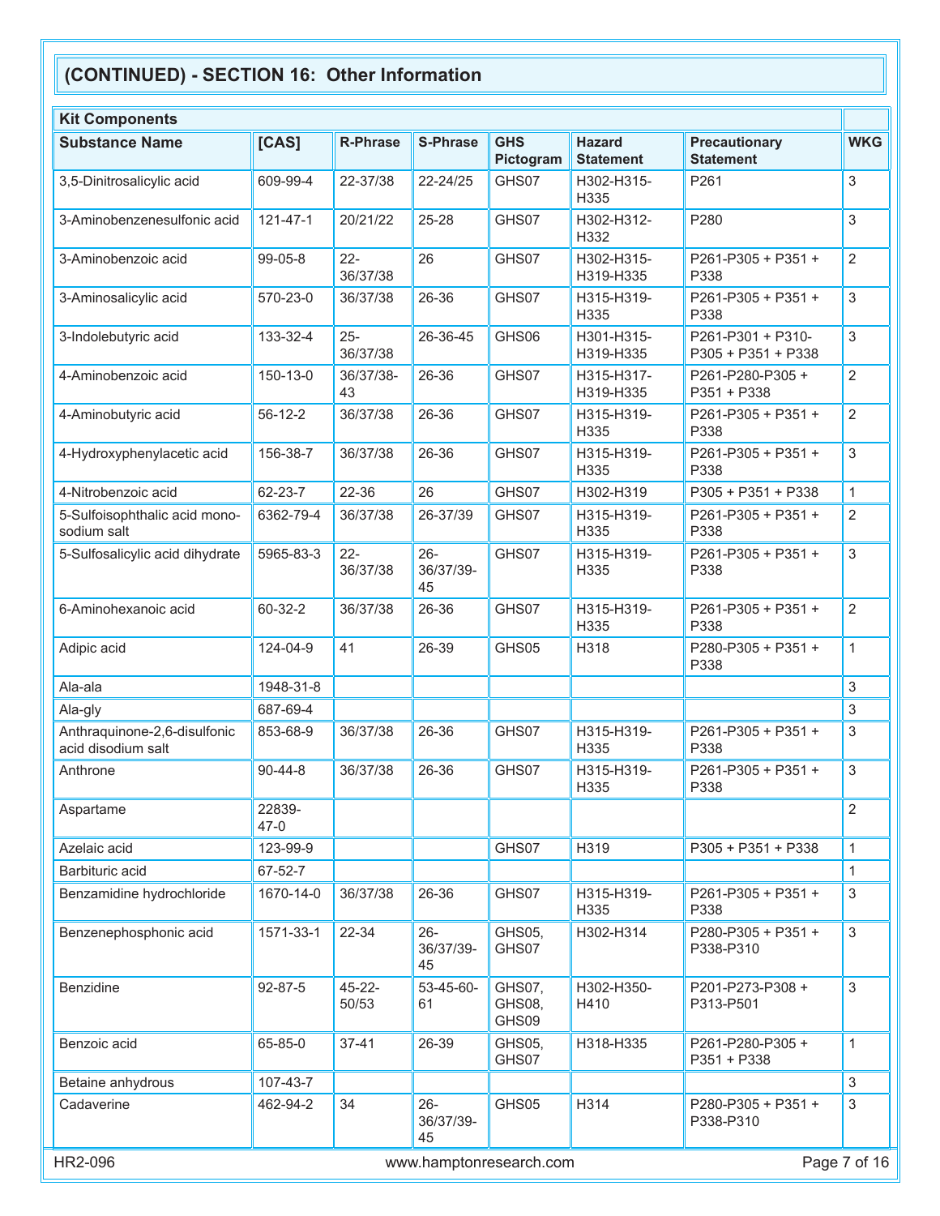## (CONTINUED) - SECTION 16: Other Information

| Kit Components | | | | | | | |
|---|---|---|---|---|---|---|---|
| **Substance Name** | **[CAS]** | **R-Phrase** | **S-Phrase** | **GHS Pictogram** | **Hazard Statement** | **Precautionary Statement** | **WKG** |
| 3,5-Dinitrosalicylic acid | 609-99-4 | 22-37/38 | 22-24/25 | GHS07 | H302-H315-H335 | P261 | 3 |
| 3-Aminobenzenesulfonic acid | 121-47-1 | 20/21/22 | 25-28 | GHS07 | H302-H312-H332 | P280 | 3 |
| 3-Aminobenzoic acid | 99-05-8 | 22-36/37/38 | 26 | GHS07 | H302-H315-H319-H335 | P261-P305 + P351 + P338 | 2 |
| 3-Aminosalicylic acid | 570-23-0 | 36/37/38 | 26-36 | GHS07 | H315-H319-H335 | P261-P305 + P351 + P338 | 3 |
| 3-Indolebutyric acid | 133-32-4 | 25-36/37/38 | 26-36-45 | GHS06 | H301-H315-H319-H335 | P261-P301 + P310-P305 + P351 + P338 | 3 |
| 4-Aminobenzoic acid | 150-13-0 | 36/37/38-43 | 26-36 | GHS07 | H315-H317-H319-H335 | P261-P280-P305 + P351 + P338 | 2 |
| 4-Aminobutyric acid | 56-12-2 | 36/37/38 | 26-36 | GHS07 | H315-H319-H335 | P261-P305 + P351 + P338 | 2 |
| 4-Hydroxyphenylacetic acid | 156-38-7 | 36/37/38 | 26-36 | GHS07 | H315-H319-H335 | P261-P305 + P351 + P338 | 3 |
| 4-Nitrobenzoic acid | 62-23-7 | 22-36 | 26 | GHS07 | H302-H319 | P305 + P351 + P338 | 1 |
| 5-Sulfoisophthalic acid mono-sodium salt | 6362-79-4 | 36/37/38 | 26-37/39 | GHS07 | H315-H319-H335 | P261-P305 + P351 + P338 | 2 |
| 5-Sulfosalicylic acid dihydrate | 5965-83-3 | 22-36/37/38 | 26-36/37/39-45 | GHS07 | H315-H319-H335 | P261-P305 + P351 + P338 | 3 |
| 6-Aminohexanoic acid | 60-32-2 | 36/37/38 | 26-36 | GHS07 | H315-H319-H335 | P261-P305 + P351 + P338 | 2 |
| Adipic acid | 124-04-9 | 41 | 26-39 | GHS05 | H318 | P280-P305 + P351 + P338 | 1 |
| Ala-ala | 1948-31-8 | | | | | | 3 |
| Ala-gly | 687-69-4 | | | | | | 3 |
| Anthraquinone-2,6-disulfonic acid disodium salt | 853-68-9 | 36/37/38 | 26-36 | GHS07 | H315-H319-H335 | P261-P305 + P351 + P338 | 3 |
| Anthrone | 90-44-8 | 36/37/38 | 26-36 | GHS07 | H315-H319-H335 | P261-P305 + P351 + P338 | 3 |
| Aspartame | 22839-47-0 | | | | | | 2 |
| Azelaic acid | 123-99-9 | | | GHS07 | H319 | P305 + P351 + P338 | 1 |
| Barbituric acid | 67-52-7 | | | | | | 1 |
| Benzamidine hydrochloride | 1670-14-0 | 36/37/38 | 26-36 | GHS07 | H315-H319-H335 | P261-P305 + P351 + P338 | 3 |
| Benzenephosphonic acid | 1571-33-1 | 22-34 | 26-36/37/39-45 | GHS05, GHS07 | H302-H314 | P280-P305 + P351 + P338-P310 | 3 |
| Benzidine | 92-87-5 | 45-22-50/53 | 53-45-60-61 | GHS07, GHS08, GHS09 | H302-H350-H410 | P201-P273-P308 + P313-P501 | 3 |
| Benzoic acid | 65-85-0 | 37-41 | 26-39 | GHS05, GHS07 | H318-H335 | P261-P280-P305 + P351 + P338 | 1 |
| Betaine anhydrous | 107-43-7 | | | | | | 3 |
| Cadaverine | 462-94-2 | 34 | 26-36/37/39-45 | GHS05 | H314 | P280-P305 + P351 + P338-P310 | 3 |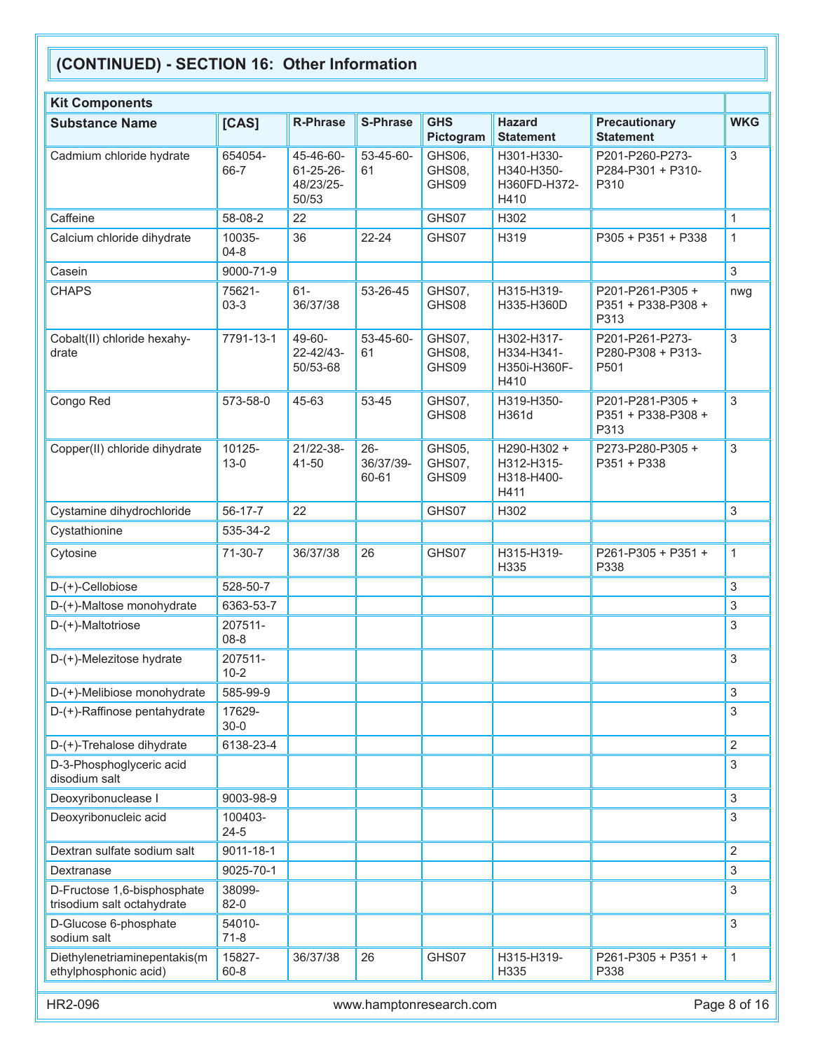## (CONTINUED) - SECTION 16: Other Information

| Kit Components | | | | | | | |
|---|---|---|---|---|---|---|---|
| **Substance Name** | **[CAS]** | **R-Phrase** | **S-Phrase** | **GHS Pictogram** | **Hazard Statement** | **Precautionary Statement** | **WKG** |
| Cadmium chloride hydrate | 654054-66-7 | 45-46-60-61-25-26-48/23/25-50/53 | 53-45-60-61 | GHS06, GHS08, GHS09 | H301-H330-H340-H350-H360FD-H372-H410 | P201-P260-P273-P284-P301 + P310-P310 | 3 |
| Caffeine | 58-08-2 | 22 | | GHS07 | H302 | | 1 |
| Calcium chloride dihydrate | 10035-04-8 | 36 | 22-24 | GHS07 | H319 | P305 + P351 + P338 | 1 |
| Casein | 9000-71-9 | | | | | | 3 |
| CHAPS | 75621-03-3 | 61-36/37/38 | 53-26-45 | GHS07, GHS08 | H315-H319-H335-H360D | P201-P261-P305 + P351 + P338-P308 + P313 | nwg |
| Cobalt(II) chloride hexahydrate | 7791-13-1 | 49-60-22-42/43-50/53-68 | 53-45-60-61 | GHS07, GHS08, GHS09 | H302-H317-H334-H341-H350i-H360F-H410 | P201-P261-P273-P280-P308 + P313-P501 | 3 |
| Congo Red | 573-58-0 | 45-63 | 53-45 | GHS07, GHS08 | H319-H350-H361d | P201-P281-P305 + P351 + P338-P308 + P313 | 3 |
| Copper(II) chloride dihydrate | 10125-13-0 | 21/22-38-41-50 | 26-36/37/39-60-61 | GHS05, GHS07, GHS09 | H290-H302 + H312-H315-H318-H400-H411 | P273-P280-P305 + P351 + P338 | 3 |
| Cystamine dihydrochloride | 56-17-7 | 22 | | GHS07 | H302 | | 3 |
| Cystathionine | 535-34-2 | | | | | | |
| Cytosine | 71-30-7 | 36/37/38 | 26 | GHS07 | H315-H319-H335 | P261-P305 + P351 + P338 | 1 |
| D-(+)-Cellobiose | 528-50-7 | | | | | | 3 |
| D-(+)-Maltose monohydrate | 6363-53-7 | | | | | | 3 |
| D-(+)-Maltotriose | 207511-08-8 | | | | | | 3 |
| D-(+)-Melezitose hydrate | 207511-10-2 | | | | | | 3 |
| D-(+)-Melibiose monohydrate | 585-99-9 | | | | | | 3 |
| D-(+)-Raffinose pentahydrate | 17629-30-0 | | | | | | 3 |
| D-(+)-Trehalose dihydrate | 6138-23-4 | | | | | | 2 |
| D-3-Phosphoglyceric acid disodium salt | | | | | | | 3 |
| Deoxyribonuclease I | 9003-98-9 | | | | | | 3 |
| Deoxyribonucleic acid | 100403-24-5 | | | | | | 3 |
| Dextran sulfate sodium salt | 9011-18-1 | | | | | | 2 |
| Dextranase | 9025-70-1 | | | | | | 3 |
| D-Fructose 1,6-bisphosphate trisodium salt octahydrate | 38099-82-0 | | | | | | 3 |
| D-Glucose 6-phosphate sodium salt | 54010-71-8 | | | | | | 3 |
| Diethylenetriaminepentakis(methylphosphonic acid) | 15827-60-8 | 36/37/38 | 26 | GHS07 | H315-H319-H335 | P261-P305 + P351 + P338 | 1 |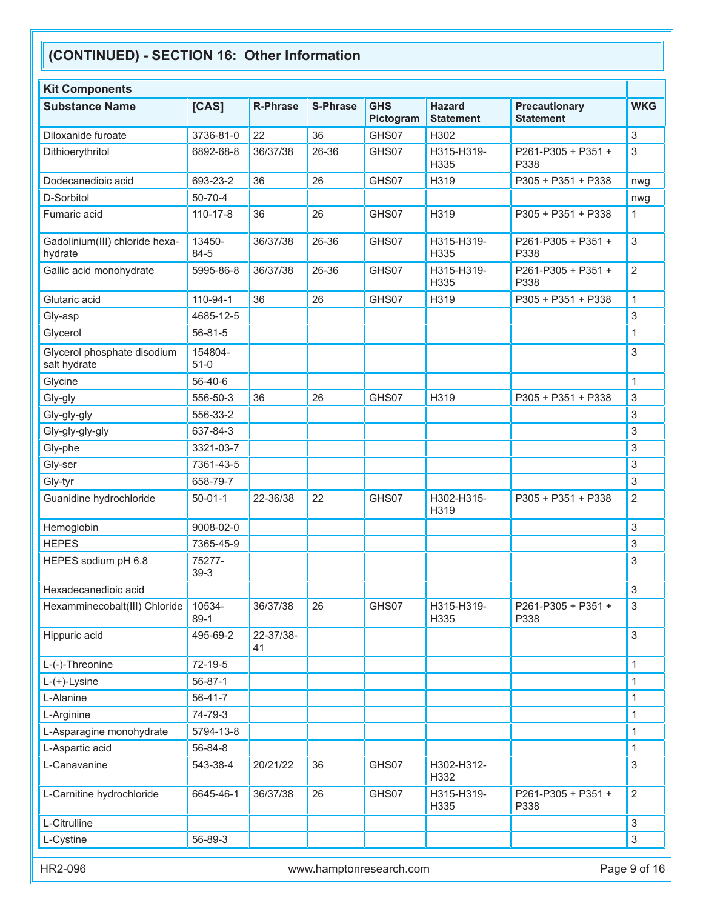## (CONTINUED) - SECTION 16: Other Information

| Kit Components | | | | | | | |
|---|---|---|---|---|---|---|---|
| **Substance Name** | **[CAS]** | **R-Phrase** | **S-Phrase** | **GHS Pictogram** | **Hazard Statement** | **Precautionary Statement** | **WKG** |
| Diloxanide furoate | 3736-81-0 | 22 | 36 | GHS07 | H302 | | 3 |
| Dithioerythritol | 6892-68-8 | 36/37/38 | 26-36 | GHS07 | H315-H319-H335 | P261-P305 + P351 + P338 | 3 |
| Dodecanedioic acid | 693-23-2 | 36 | 26 | GHS07 | H319 | P305 + P351 + P338 | nwg |
| D-Sorbitol | 50-70-4 | | | | | | nwg |
| Fumaric acid | 110-17-8 | 36 | 26 | GHS07 | H319 | P305 + P351 + P338 | 1 |
| Gadolinium(III) chloride hexahydrate | 13450-84-5 | 36/37/38 | 26-36 | GHS07 | H315-H319-H335 | P261-P305 + P351 + P338 | 3 |
| Gallic acid monohydrate | 5995-86-8 | 36/37/38 | 26-36 | GHS07 | H315-H319-H335 | P261-P305 + P351 + P338 | 2 |
| Glutaric acid | 110-94-1 | 36 | 26 | GHS07 | H319 | P305 + P351 + P338 | 1 |
| Gly-asp | 4685-12-5 | | | | | | 3 |
| Glycerol | 56-81-5 | | | | | | 1 |
| Glycerol phosphate disodium salt hydrate | 154804-51-0 | | | | | | 3 |
| Glycine | 56-40-6 | | | | | | 1 |
| Gly-gly | 556-50-3 | 36 | 26 | GHS07 | H319 | P305 + P351 + P338 | 3 |
| Gly-gly-gly | 556-33-2 | | | | | | 3 |
| Gly-gly-gly-gly | 637-84-3 | | | | | | 3 |
| Gly-phe | 3321-03-7 | | | | | | 3 |
| Gly-ser | 7361-43-5 | | | | | | 3 |
| Gly-tyr | 658-79-7 | | | | | | 3 |
| Guanidine hydrochloride | 50-01-1 | 22-36/38 | 22 | GHS07 | H302-H315-H319 | P305 + P351 + P338 | 2 |
| Hemoglobin | 9008-02-0 | | | | | | 3 |
| HEPES | 7365-45-9 | | | | | | 3 |
| HEPES sodium pH 6.8 | 75277-39-3 | | | | | | 3 |
| Hexadecanedioic acid | | | | | | | 3 |
| Hexamminecobalt(III) Chloride | 10534-89-1 | 36/37/38 | 26 | GHS07 | H315-H319-H335 | P261-P305 + P351 + P338 | 3 |
| Hippuric acid | 495-69-2 | 22-37/38-41 | | | | | 3 |
| L-(-)-Threonine | 72-19-5 | | | | | | 1 |
| L-(+)-Lysine | 56-87-1 | | | | | | 1 |
| L-Alanine | 56-41-7 | | | | | | 1 |
| L-Arginine | 74-79-3 | | | | | | 1 |
| L-Asparagine monohydrate | 5794-13-8 | | | | | | 1 |
| L-Aspartic acid | 56-84-8 | | | | | | 1 |
| L-Canavanine | 543-38-4 | 20/21/22 | 36 | GHS07 | H302-H312-H332 | | 3 |
| L-Carnitine hydrochloride | 6645-46-1 | 36/37/38 | 26 | GHS07 | H315-H319-H335 | P261-P305 + P351 + P338 | 2 |
| L-Citrulline | | | | | | | 3 |
| L-Cystine | 56-89-3 | | | | | | 3 |

HR2-096 www.hamptonresearch.com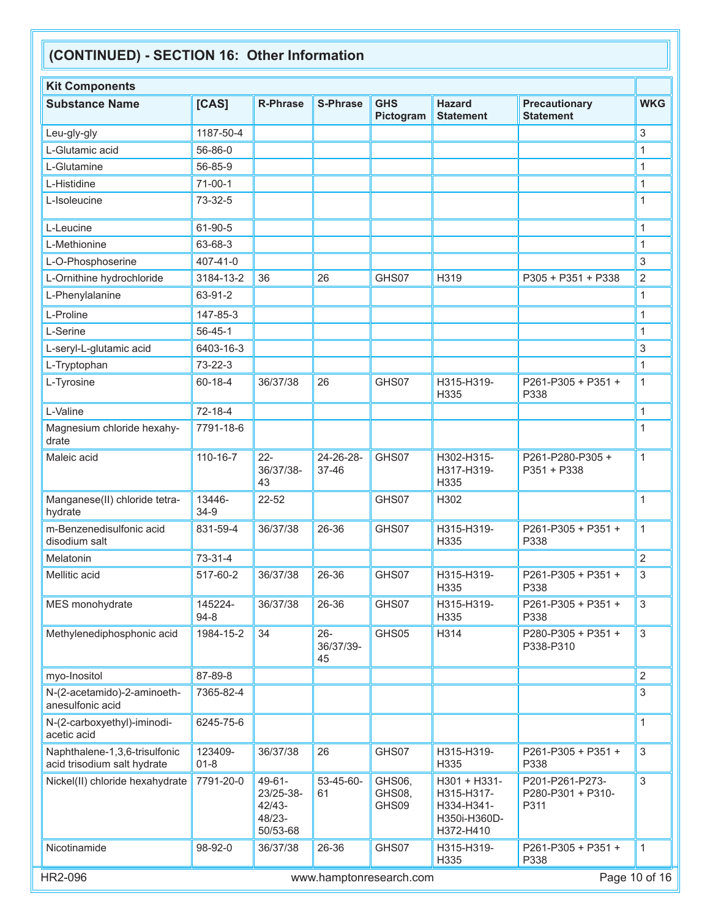## (CONTINUED) - SECTION 16: Other Information

| Kit Components | | | | | | | |
|---|---|---|---|---|---|---|---|
| **Substance Name** | **[CAS]** | **R-Phrase** | **S-Phrase** | **GHS Pictogram** | **Hazard Statement** | **Precautionary Statement** | **WKG** |
| Leu-gly-gly | 1187-50-4 | | | | | | 3 |
| L-Glutamic acid | 56-86-0 | | | | | | 1 |
| L-Glutamine | 56-85-9 | | | | | | 1 |
| L-Histidine | 71-00-1 | | | | | | 1 |
| L-Isoleucine | 73-32-5 | | | | | | 1 |
| L-Leucine | 61-90-5 | | | | | | 1 |
| L-Methionine | 63-68-3 | | | | | | 1 |
| L-O-Phosphoserine | 407-41-0 | | | | | | 3 |
| L-Ornithine hydrochloride | 3184-13-2 | 36 | 26 | GHS07 | H319 | P305 + P351 + P338 | 2 |
| L-Phenylalanine | 63-91-2 | | | | | | 1 |
| L-Proline | 147-85-3 | | | | | | 1 |
| L-Serine | 56-45-1 | | | | | | 1 |
| L-seryl-L-glutamic acid | 6403-16-3 | | | | | | 3 |
| L-Tryptophan | 73-22-3 | | | | | | 1 |
| L-Tyrosine | 60-18-4 | 36/37/38 | 26 | GHS07 | H315-H319-H335 | P261-P305 + P351 + P338 | 1 |
| L-Valine | 72-18-4 | | | | | | 1 |
| Magnesium chloride hexahydrate | 7791-18-6 | | | | | | 1 |
| Maleic acid | 110-16-7 | 22-36/37/38-43 | 24-26-28-37-46 | GHS07 | H302-H315-H317-H319-H335 | P261-P280-P305 + P351 + P338 | 1 |
| Manganese(II) chloride tetrahydrate | 13446-34-9 | 22-52 | | GHS07 | H302 | | 1 |
| m-Benzenedisulfonic acid disodium salt | 831-59-4 | 36/37/38 | 26-36 | GHS07 | H315-H319-H335 | P261-P305 + P351 + P338 | 1 |
| Melatonin | 73-31-4 | | | | | | 2 |
| Mellitic acid | 517-60-2 | 36/37/38 | 26-36 | GHS07 | H315-H319-H335 | P261-P305 + P351 + P338 | 3 |
| MES monohydrate | 145224-94-8 | 36/37/38 | 26-36 | GHS07 | H315-H319-H335 | P261-P305 + P351 + P338 | 3 |
| Methylenediphosphonic acid | 1984-15-2 | 34 | 26-36/37/39-45 | GHS05 | H314 | P280-P305 + P351 + P338-P310 | 3 |
| myo-Inositol | 87-89-8 | | | | | | 2 |
| N-(2-acetamido)-2-aminoethanesulfonic acid | 7365-82-4 | | | | | | 3 |
| N-(2-carboxyethyl)-iminodiacetic acid | 6245-75-6 | | | | | | 1 |
| Naphthalene-1,3,6-trisulfonic acid trisodium salt hydrate | 123409-01-8 | 36/37/38 | 26 | GHS07 | H315-H319-H335 | P261-P305 + P351 + P338 | 3 |
| Nickel(II) chloride hexahydrate | 7791-20-0 | 49-61-23/25-38-42/43-48/23-50/53-68 | 53-45-60-61 | GHS06, GHS08, GHS09 | H301 + H331-H315-H317-H334-H341-H350i-H360D-H372-H410 | P201-P261-P273-P280-P301 + P310-P311 | 3 |
| Nicotinamide | 98-92-0 | 36/37/38 | 26-36 | GHS07 | H315-H319-H335 | P261-P305 + P351 + P338 | 1 |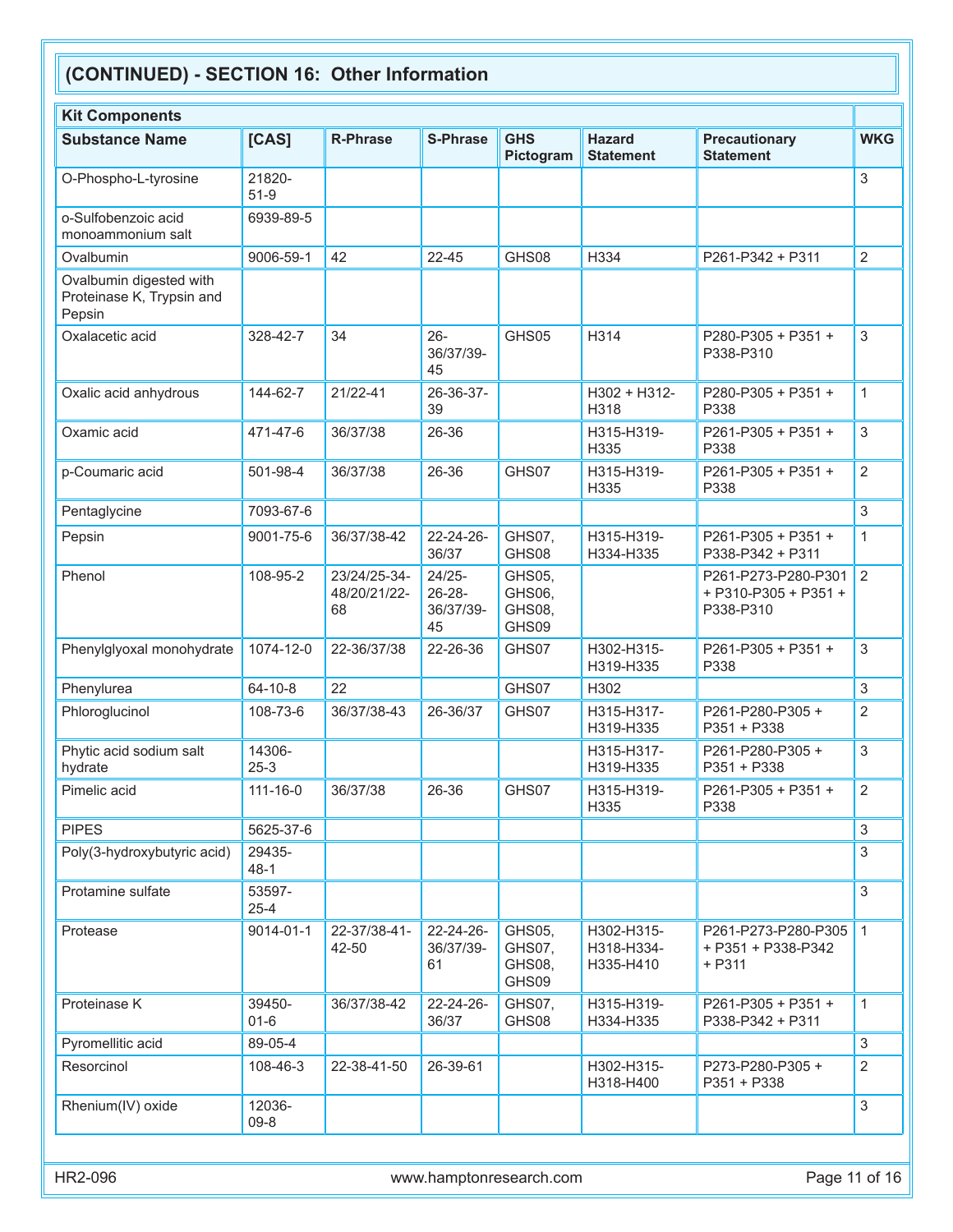## (CONTINUED) - SECTION 16: Other Information

| Kit Components | | | | | | | |
|---|---|---|---|---|---|---|---|
| **Substance Name** | **[CAS]** | **R-Phrase** | **S-Phrase** | **GHS Pictogram** | **Hazard Statement** | **Precautionary Statement** | **WKG** |
| O-Phospho-L-tyrosine | 21820-51-9 | | | | | | 3 |
| o-Sulfobenzoic acid monoammonium salt | 6939-89-5 | | | | | | |
| Ovalbumin | 9006-59-1 | 42 | 22-45 | GHS08 | H334 | P261-P342 + P311 | 2 |
| Ovalbumin digested with Proteinase K, Trypsin and Pepsin | | | | | | | |
| Oxalacetic acid | 328-42-7 | 34 | 26-36/37/39-45 | GHS05 | H314 | P280-P305 + P351 + P338-P310 | 3 |
| Oxalic acid anhydrous | 144-62-7 | 21/22-41 | 26-36-37-39 | | H302 + H312-H318 | P280-P305 + P351 + P338 | 1 |
| Oxamic acid | 471-47-6 | 36/37/38 | 26-36 | | H315-H319-H335 | P261-P305 + P351 + P338 | 3 |
| p-Coumaric acid | 501-98-4 | 36/37/38 | 26-36 | GHS07 | H315-H319-H335 | P261-P305 + P351 + P338 | 2 |
| Pentaglycine | 7093-67-6 | | | | | | 3 |
| Pepsin | 9001-75-6 | 36/37/38-42 | 22-24-26-36/37 | GHS07, GHS08 | H315-H319-H334-H335 | P261-P305 + P351 + P338-P342 + P311 | 1 |
| Phenol | 108-95-2 | 23/24/25-34-48/20/21/22-68 | 24/25-26-28-36/37/39-45 | GHS05, GHS06, GHS08, GHS09 | | P261-P273-P280-P301 + P310-P305 + P351 + P338-P310 | 2 |
| Phenylglyoxal monohydrate | 1074-12-0 | 22-36/37/38 | 22-26-36 | GHS07 | H302-H315-H319-H335 | P261-P305 + P351 + P338 | 3 |
| Phenylurea | 64-10-8 | 22 | | GHS07 | H302 | | 3 |
| Phloroglucinol | 108-73-6 | 36/37/38-43 | 26-36/37 | GHS07 | H315-H317-H319-H335 | P261-P280-P305 + P351 + P338 | 2 |
| Phytic acid sodium salt hydrate | 14306-25-3 | | | | H315-H317-H319-H335 | P261-P280-P305 + P351 + P338 | 3 |
| Pimelic acid | 111-16-0 | 36/37/38 | 26-36 | GHS07 | H315-H319-H335 | P261-P305 + P351 + P338 | 2 |
| PIPES | 5625-37-6 | | | | | | 3 |
| Poly(3-hydroxybutyric acid) | 29435-48-1 | | | | | | 3 |
| Protamine sulfate | 53597-25-4 | | | | | | 3 |
| Protease | 9014-01-1 | 22-37/38-41-42-50 | 22-24-26-36/37/39-61 | GHS05, GHS07, GHS08, GHS09 | H302-H315-H318-H334-H335-H410 | P261-P273-P280-P305 + P351 + P338-P342 + P311 | 1 |
| Proteinase K | 39450-01-6 | 36/37/38-42 | 22-24-26-36/37 | GHS07, GHS08 | H315-H319-H334-H335 | P261-P305 + P351 + P338-P342 + P311 | 1 |
| Pyromellitic acid | 89-05-4 | | | | | | 3 |
| Resorcinol | 108-46-3 | 22-38-41-50 | 26-39-61 | | H302-H315-H318-H400 | P273-P280-P305 + P351 + P338 | 2 |
| Rhenium(IV) oxide | 12036-09-8 | | | | | | 3 |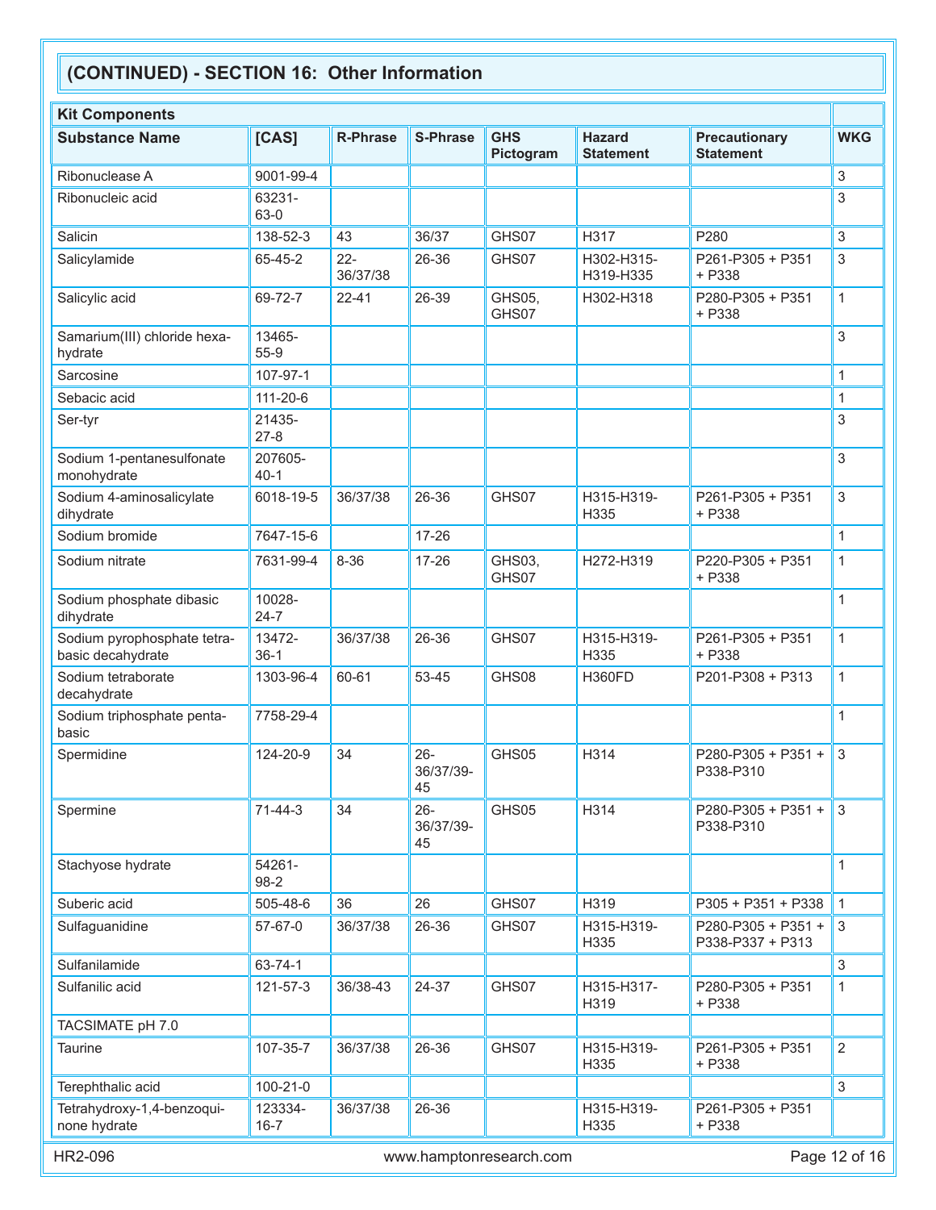## (CONTINUED) - SECTION 16: Other Information

| Kit Components | | | | | | | |
|---|---|---|---|---|---|---|---|
| **Substance Name** | **[CAS]** | **R-Phrase** | **S-Phrase** | **GHS Pictogram** | **Hazard Statement** | **Precautionary Statement** | **WKG** |
| Ribonuclease A | 9001-99-4 | | | | | | 3 |
| Ribonucleic acid | 63231-63-0 | | | | | | 3 |
| Salicin | 138-52-3 | 43 | 36/37 | GHS07 | H317 | P280 | 3 |
| Salicylamide | 65-45-2 | 22-36/37/38 | 26-36 | GHS07 | H302-H315-H319-H335 | P261-P305 + P351 + P338 | 3 |
| Salicylic acid | 69-72-7 | 22-41 | 26-39 | GHS05, GHS07 | H302-H318 | P280-P305 + P351 + P338 | 1 |
| Samarium(III) chloride hexahydrate | 13465-55-9 | | | | | | 3 |
| Sarcosine | 107-97-1 | | | | | | 1 |
| Sebacic acid | 111-20-6 | | | | | | 1 |
| Ser-tyr | 21435-27-8 | | | | | | 3 |
| Sodium 1-pentanesulfonate monohydrate | 207605-40-1 | | | | | | 3 |
| Sodium 4-aminosalicylate dihydrate | 6018-19-5 | 36/37/38 | 26-36 | GHS07 | H315-H319-H335 | P261-P305 + P351 + P338 | 3 |
| Sodium bromide | 7647-15-6 | | 17-26 | | | | 1 |
| Sodium nitrate | 7631-99-4 | 8-36 | 17-26 | GHS03, GHS07 | H272-H319 | P220-P305 + P351 + P338 | 1 |
| Sodium phosphate dibasic dihydrate | 10028-24-7 | | | | | | 1 |
| Sodium pyrophosphate tetrabasic decahydrate | 13472-36-1 | 36/37/38 | 26-36 | GHS07 | H315-H319-H335 | P261-P305 + P351 + P338 | 1 |
| Sodium tetraborate decahydrate | 1303-96-4 | 60-61 | 53-45 | GHS08 | H360FD | P201-P308 + P313 | 1 |
| Sodium triphosphate pentabasic | 7758-29-4 | | | | | | 1 |
| Spermidine | 124-20-9 | 34 | 26-36/37/39-45 | GHS05 | H314 | P280-P305 + P351 + P338-P310 | 3 |
| Spermine | 71-44-3 | 34 | 26-36/37/39-45 | GHS05 | H314 | P280-P305 + P351 + P338-P310 | 3 |
| Stachyose hydrate | 54261-98-2 | | | | | | 1 |
| Suberic acid | 505-48-6 | 36 | 26 | GHS07 | H319 | P305 + P351 + P338 | 1 |
| Sulfaguanidine | 57-67-0 | 36/37/38 | 26-36 | GHS07 | H315-H319-H335 | P280-P305 + P351 + P338-P337 + P313 | 3 |
| Sulfanilamide | 63-74-1 | | | | | | 3 |
| Sulfanilic acid | 121-57-3 | 36/38-43 | 24-37 | GHS07 | H315-H317-H319 | P280-P305 + P351 + P338 | 1 |
| TACSIMATE pH 7.0 | | | | | | | |
| Taurine | 107-35-7 | 36/37/38 | 26-36 | GHS07 | H315-H319-H335 | P261-P305 + P351 + P338 | 2 |
| Terephthalic acid | 100-21-0 | | | | | | 3 |
| Tetrahydroxy-1,4-benzoquinone hydrate | 123334-16-7 | 36/37/38 | 26-36 | | H315-H319-H335 | P261-P305 + P351 + P338 | |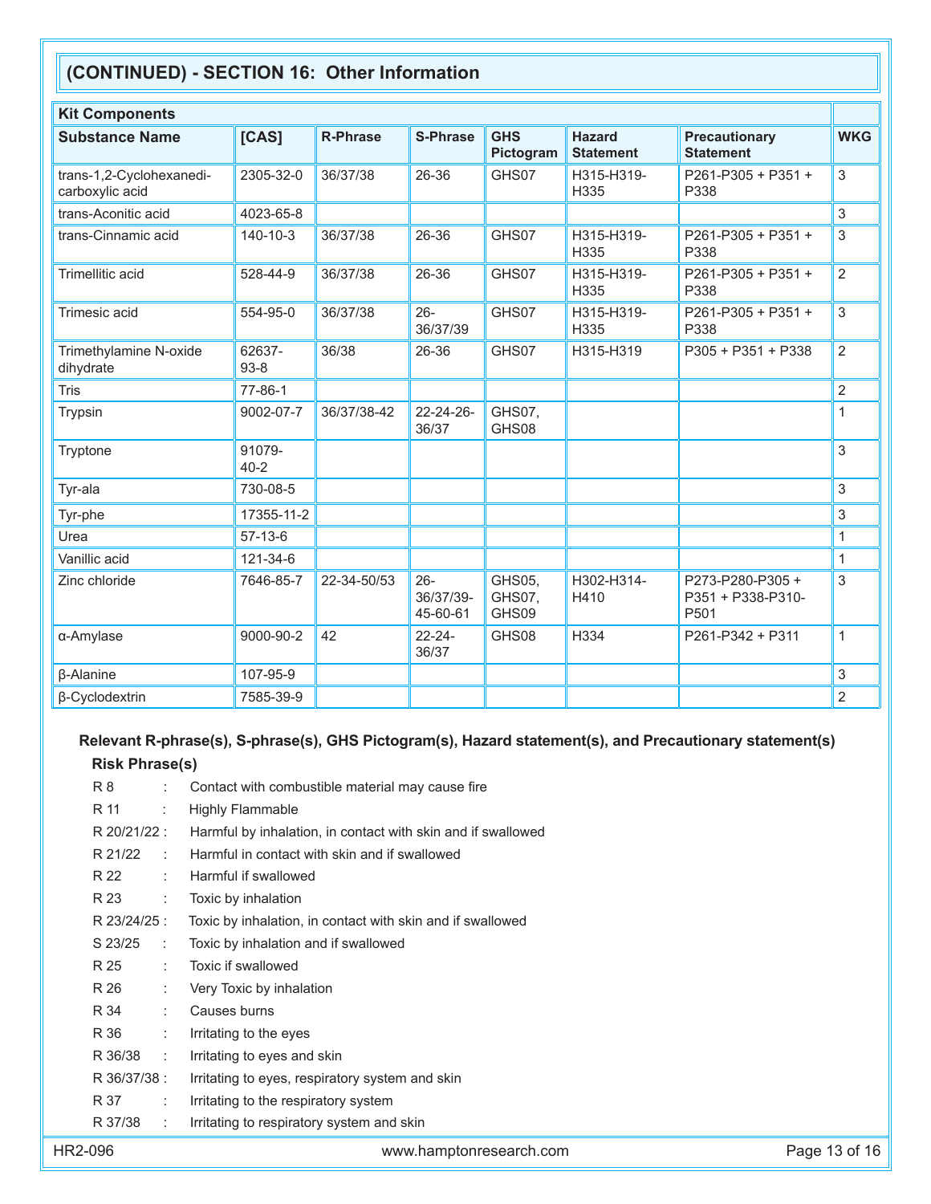## (CONTINUED) - SECTION 16: Other Information

| Kit Components | | | | | | | |
|---|---|---|---|---|---|---|---|
| **Substance Name** | **[CAS]** | **R-Phrase** | **S-Phrase** | **GHS Pictogram** | **Hazard Statement** | **Precautionary Statement** | **WKG** |
| trans-1,2-Cyclohexanedi-carboxylic acid | 2305-32-0 | 36/37/38 | 26-36 | GHS07 | H315-H319-H335 | P261-P305 + P351 + P338 | 3 |
| trans-Aconitic acid | 4023-65-8 | | | | | | 3 |
| trans-Cinnamic acid | 140-10-3 | 36/37/38 | 26-36 | GHS07 | H315-H319-H335 | P261-P305 + P351 + P338 | 3 |
| Trimellitic acid | 528-44-9 | 36/37/38 | 26-36 | GHS07 | H315-H319-H335 | P261-P305 + P351 + P338 | 2 |
| Trimesic acid | 554-95-0 | 36/37/38 | 26-36/37/39 | GHS07 | H315-H319-H335 | P261-P305 + P351 + P338 | 3 |
| Trimethylamine N-oxide dihydrate | 62637-93-8 | 36/38 | 26-36 | GHS07 | H315-H319 | P305 + P351 + P338 | 2 |
| Tris | 77-86-1 | | | | | | 2 |
| Trypsin | 9002-07-7 | 36/37/38-42 | 22-24-26-36/37 | GHS07, GHS08 | | | 1 |
| Tryptone | 91079-40-2 | | | | | | 3 |
| Tyr-ala | 730-08-5 | | | | | | 3 |
| Tyr-phe | 17355-11-2 | | | | | | 3 |
| Urea | 57-13-6 | | | | | | 1 |
| Vanillic acid | 121-34-6 | | | | | | 1 |
| Zinc chloride | 7646-85-7 | 22-34-50/53 | 26-36/37/39-45-60-61 | GHS05, GHS07, GHS09 | H302-H314-H410 | P273-P280-P305 + P351 + P338-P310-P501 | 3 |
| α-Amylase | 9000-90-2 | 42 | 22-24-36/37 | GHS08 | H334 | P261-P342 + P311 | 1 |
| β-Alanine | 107-95-9 | | | | | | 3 |
| β-Cyclodextrin | 7585-39-9 | | | | | | 2 |

**Relevant R-phrase(s), S-phrase(s), GHS Pictogram(s), Hazard statement(s), and Precautionary statement(s)**

**Risk Phrase(s)**

R 8 : Contact with combustible material may cause fire
R 11 : Highly Flammable
R 20/21/22 : Harmful by inhalation, in contact with skin and if swallowed
R 21/22 : Harmful in contact with skin and if swallowed
R 22 : Harmful if swallowed
R 23 : Toxic by inhalation
R 23/24/25 : Toxic by inhalation, in contact with skin and if swallowed
S 23/25 : Toxic by inhalation and if swallowed
R 25 : Toxic if swallowed
R 26 : Very Toxic by inhalation
R 34 : Causes burns
R 36 : Irritating to the eyes
R 36/38 : Irritating to eyes and skin
R 36/37/38 : Irritating to eyes, respiratory system and skin
R 37 : Irritating to the respiratory system
R 37/38 : Irritating to respiratory system and skin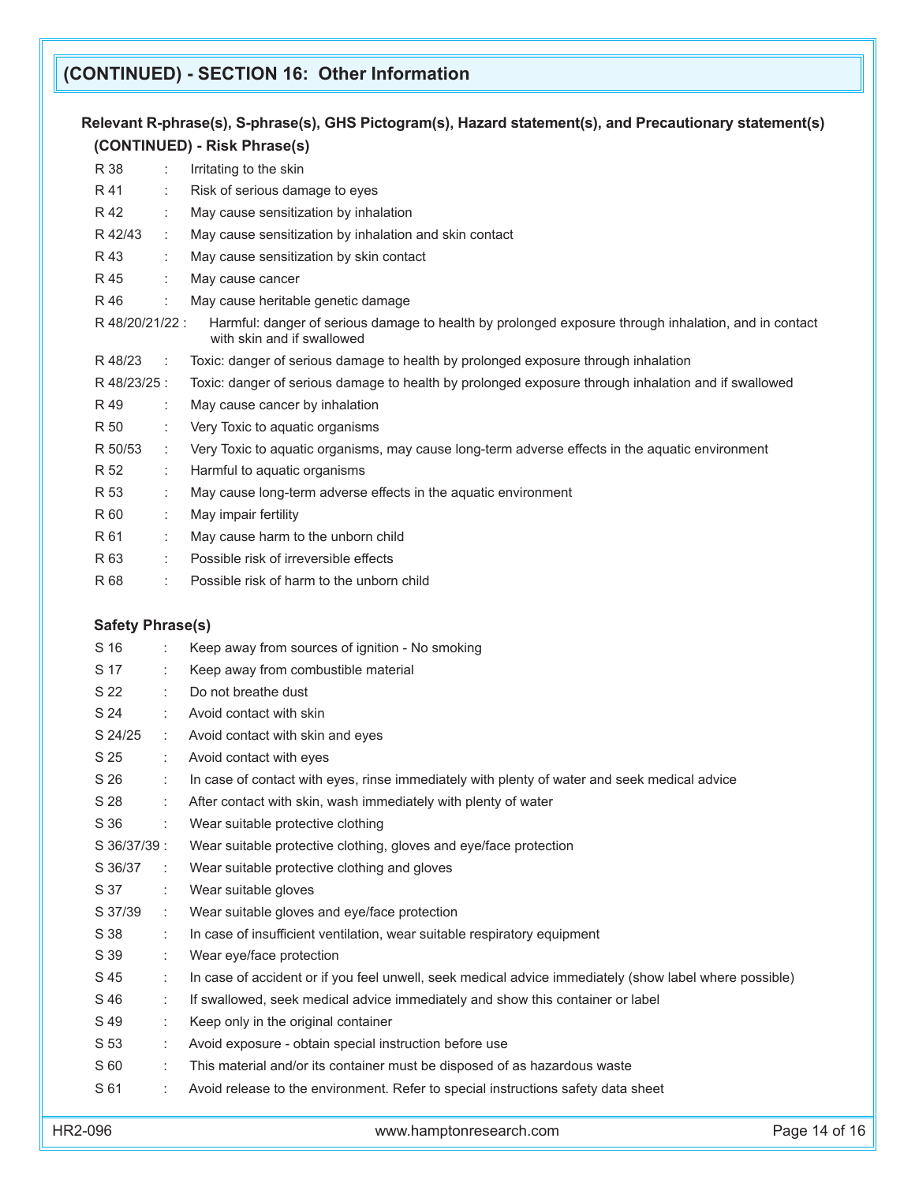## (CONTINUED) - SECTION 16: Other Information

**Relevant R-phrase(s), S-phrase(s), GHS Pictogram(s), Hazard statement(s), and Precautionary statement(s)**

**(CONTINUED) - Risk Phrase(s)**

| | | |
|---|---|---|
| R 38 | : | Irritating to the skin |
| R 41 | : | Risk of serious damage to eyes |
| R 42 | : | May cause sensitization by inhalation |
| R 42/43 | : | May cause sensitization by inhalation and skin contact |
| R 43 | : | May cause sensitization by skin contact |
| R 45 | : | May cause cancer |
| R 46 | : | May cause heritable genetic damage |
| R 48/20/21/22 | : | Harmful: danger of serious damage to health by prolonged exposure through inhalation, and in contact with skin and if swallowed |
| R 48/23 | : | Toxic: danger of serious damage to health by prolonged exposure through inhalation |
| R 48/23/25 | : | Toxic: danger of serious damage to health by prolonged exposure through inhalation and if swallowed |
| R 49 | : | May cause cancer by inhalation |
| R 50 | : | Very Toxic to aquatic organisms |
| R 50/53 | : | Very Toxic to aquatic organisms, may cause long-term adverse effects in the aquatic environment |
| R 52 | : | Harmful to aquatic organisms |
| R 53 | : | May cause long-term adverse effects in the aquatic environment |
| R 60 | : | May impair fertility |
| R 61 | : | May cause harm to the unborn child |
| R 63 | : | Possible risk of irreversible effects |
| R 68 | : | Possible risk of harm to the unborn child |

**Safety Phrase(s)**

| | | |
|---|---|---|
| S 16 | : | Keep away from sources of ignition - No smoking |
| S 17 | : | Keep away from combustible material |
| S 22 | : | Do not breathe dust |
| S 24 | : | Avoid contact with skin |
| S 24/25 | : | Avoid contact with skin and eyes |
| S 25 | : | Avoid contact with eyes |
| S 26 | : | In case of contact with eyes, rinse immediately with plenty of water and seek medical advice |
| S 28 | : | After contact with skin, wash immediately with plenty of water |
| S 36 | : | Wear suitable protective clothing |
| S 36/37/39 | : | Wear suitable protective clothing, gloves and eye/face protection |
| S 36/37 | : | Wear suitable protective clothing and gloves |
| S 37 | : | Wear suitable gloves |
| S 37/39 | : | Wear suitable gloves and eye/face protection |
| S 38 | : | In case of insufficient ventilation, wear suitable respiratory equipment |
| S 39 | : | Wear eye/face protection |
| S 45 | : | In case of accident or if you feel unwell, seek medical advice immediately (show label where possible) |
| S 46 | : | If swallowed, seek medical advice immediately and show this container or label |
| S 49 | : | Keep only in the original container |
| S 53 | : | Avoid exposure - obtain special instruction before use |
| S 60 | : | This material and/or its container must be disposed of as hazardous waste |
| S 61 | : | Avoid release to the environment. Refer to special instructions safety data sheet |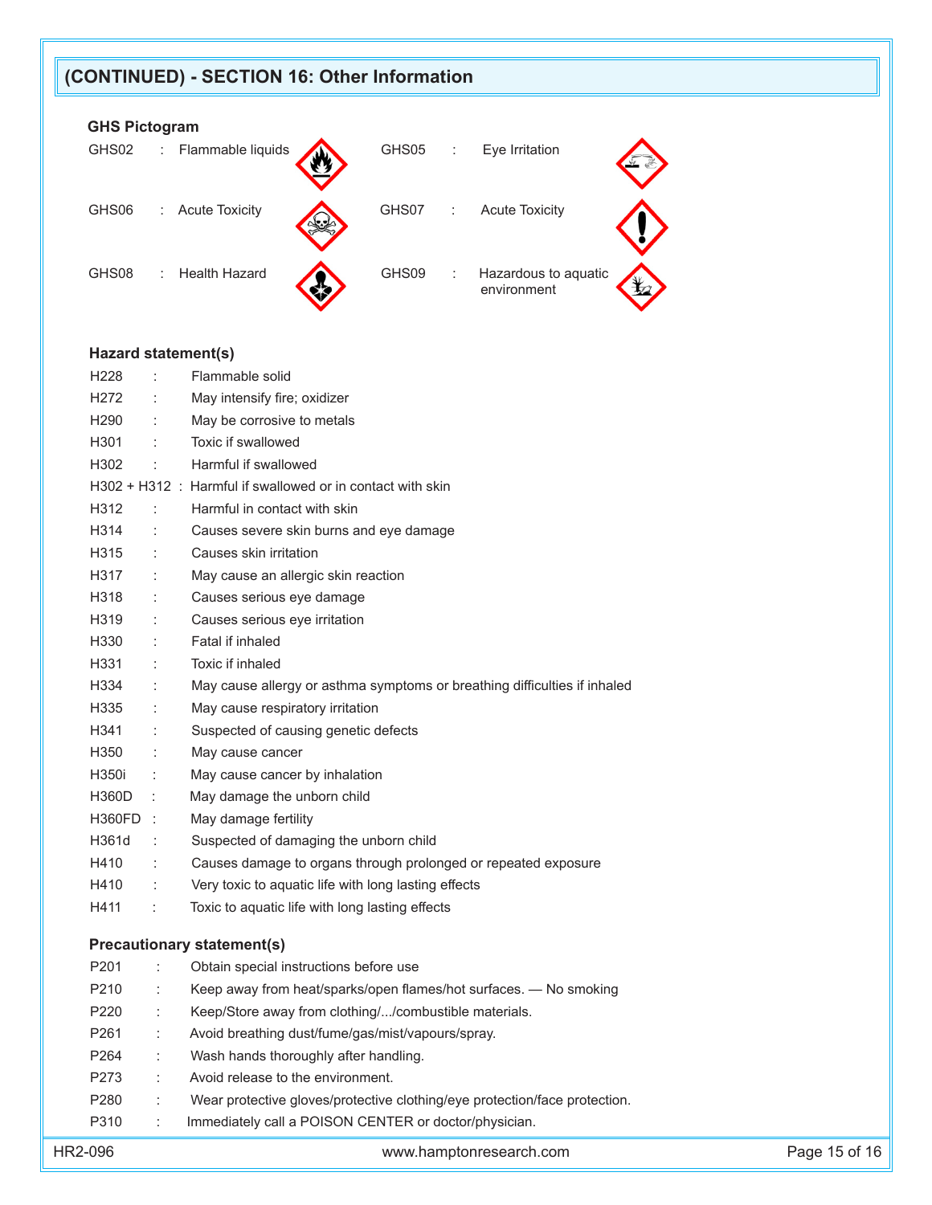## (CONTINUED) - SECTION 16: Other Information

### GHS Pictogram

| | | | |
|---|---|---|---|
| GHS02 | Flammable liquids | GHS05 | Eye Irritation |
| GHS06 | Acute Toxicity | GHS07 | Acute Toxicity |
| GHS08 | Health Hazard | GHS09 | Hazardous to aquatic environment |

### Hazard statement(s)

| | |
|---|---|
| H228 | Flammable solid |
| H272 | May intensify fire; oxidizer |
| H290 | May be corrosive to metals |
| H301 | Toxic if swallowed |
| H302 | Harmful if swallowed |
| H302 + H312 | Harmful if swallowed or in contact with skin |
| H312 | Harmful in contact with skin |
| H314 | Causes severe skin burns and eye damage |
| H315 | Causes skin irritation |
| H317 | May cause an allergic skin reaction |
| H318 | Causes serious eye damage |
| H319 | Causes serious eye irritation |
| H330 | Fatal if inhaled |
| H331 | Toxic if inhaled |
| H334 | May cause allergy or asthma symptoms or breathing difficulties if inhaled |
| H335 | May cause respiratory irritation |
| H341 | Suspected of causing genetic defects |
| H350 | May cause cancer |
| H350i | May cause cancer by inhalation |
| H360D | May damage the unborn child |
| H360FD | May damage fertility |
| H361d | Suspected of damaging the unborn child |
| H410 | Causes damage to organs through prolonged or repeated exposure |
| H410 | Very toxic to aquatic life with long lasting effects |
| H411 | Toxic to aquatic life with long lasting effects |

### Precautionary statement(s)

| | |
|---|---|
| P201 | Obtain special instructions before use |
| P210 | Keep away from heat/sparks/open flames/hot surfaces. — No smoking |
| P220 | Keep/Store away from clothing/.../combustible materials. |
| P261 | Avoid breathing dust/fume/gas/mist/vapours/spray. |
| P264 | Wash hands thoroughly after handling. |
| P273 | Avoid release to the environment. |
| P280 | Wear protective gloves/protective clothing/eye protection/face protection. |
| P310 | Immediately call a POISON CENTER or doctor/physician. |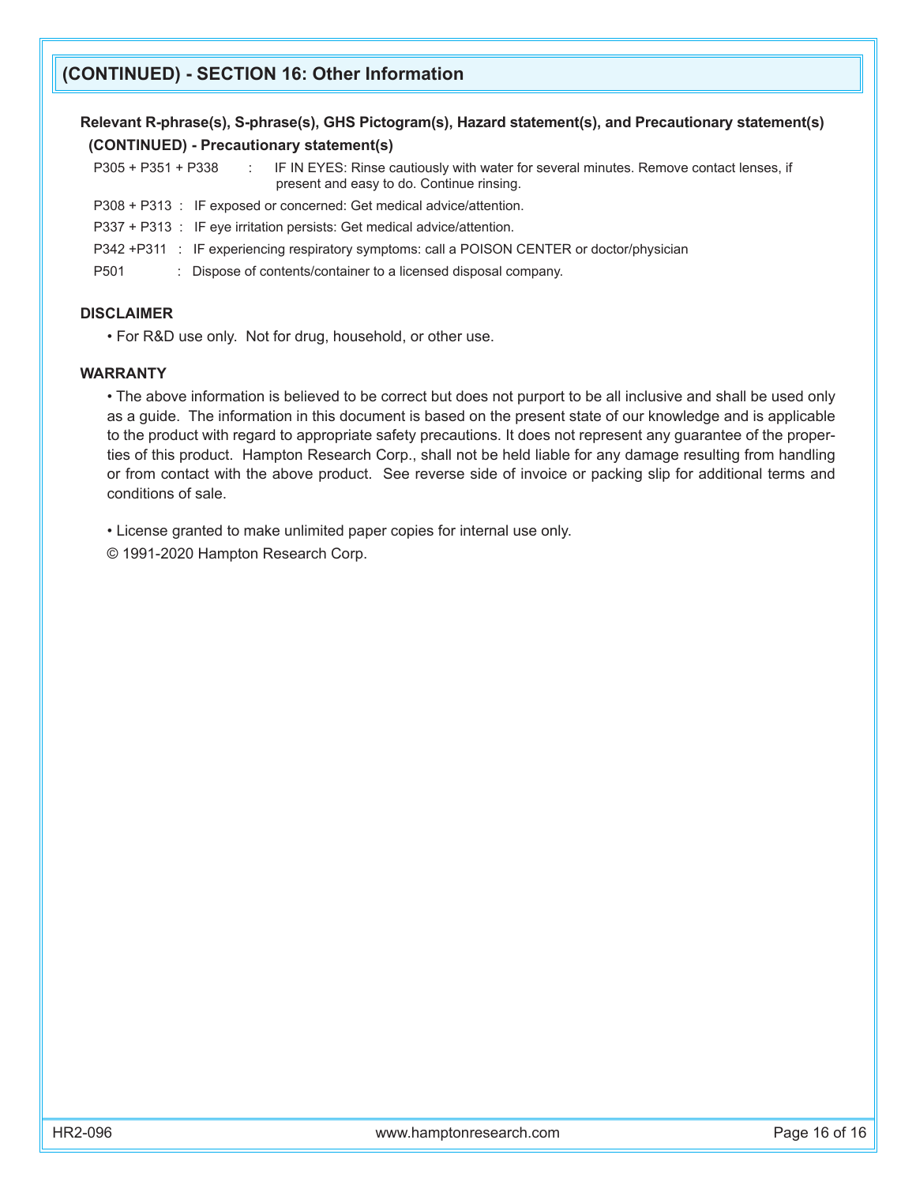## (CONTINUED) - SECTION 16: Other Information

**Relevant R-phrase(s), S-phrase(s), GHS Pictogram(s), Hazard statement(s), and Precautionary statement(s)**

**(CONTINUED) - Precautionary statement(s)**

| | | |
|---|---|---|
| P305 + P351 + P338 | : | IF IN EYES: Rinse cautiously with water for several minutes. Remove contact lenses, if present and easy to do. Continue rinsing. |
| P308 + P313 | : | IF exposed or concerned: Get medical advice/attention. |
| P337 + P313 | : | IF eye irritation persists: Get medical advice/attention. |
| P342 +P311 | : | IF experiencing respiratory symptoms: call a POISON CENTER or doctor/physician |
| P501 | : | Dispose of contents/container to a licensed disposal company. |

**DISCLAIMER**

- For R&D use only. Not for drug, household, or other use.

**WARRANTY**

- The above information is believed to be correct but does not purport to be all inclusive and shall be used only as a guide. The information in this document is based on the present state of our knowledge and is applicable to the product with regard to appropriate safety precautions. It does not represent any guarantee of the properties of this product. Hampton Research Corp., shall not be held liable for any damage resulting from handling or from contact with the above product. See reverse side of invoice or packing slip for additional terms and conditions of sale.

- License granted to make unlimited paper copies for internal use only.

© 1991-2020 Hampton Research Corp.